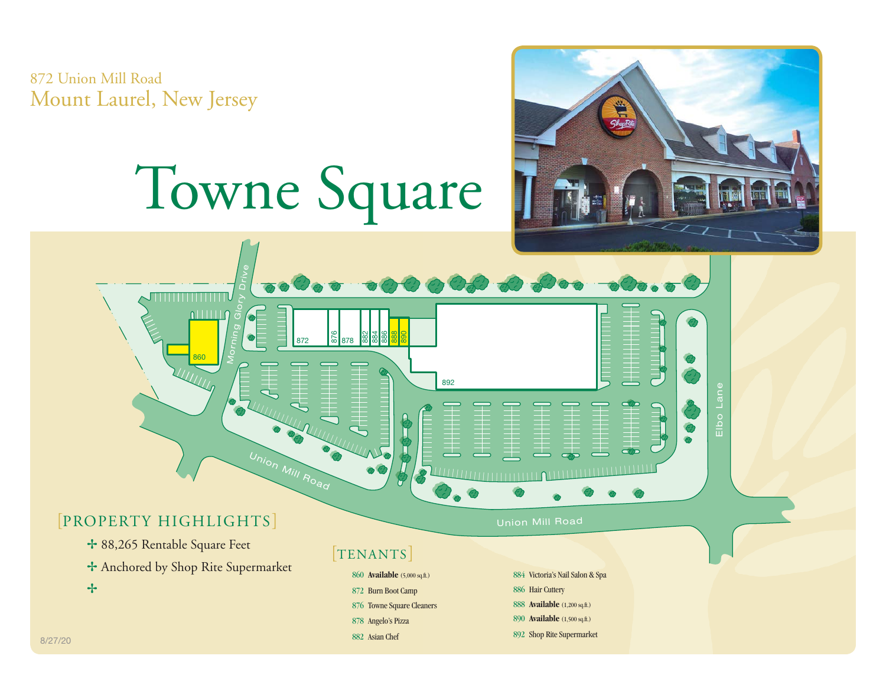872 Union Mill Road
Mount Laurel, New Jersey

# Towne Square

## [PROPERTY HIGHLIGHTS]

- 88,265 Rentable Square Feet
- Anchored by Shop Rite Supermarket
- 

## [TENANTS]

- 860 **Available** (5,000 sq.ft.)
- 872 Burn Boot Camp
- 876 Towne Square Cleaners
- 878 Angelo's Pizza
- 882 Asian Chef
- 884 Victoria's Nail Salon & Spa
- 886 Hair Cuttery
- 888 **Available** (1,200 sq.ft.)
- 890 **Available** (1,500 sq.ft.)
- 892 Shop Rite Supermarket

8/27/20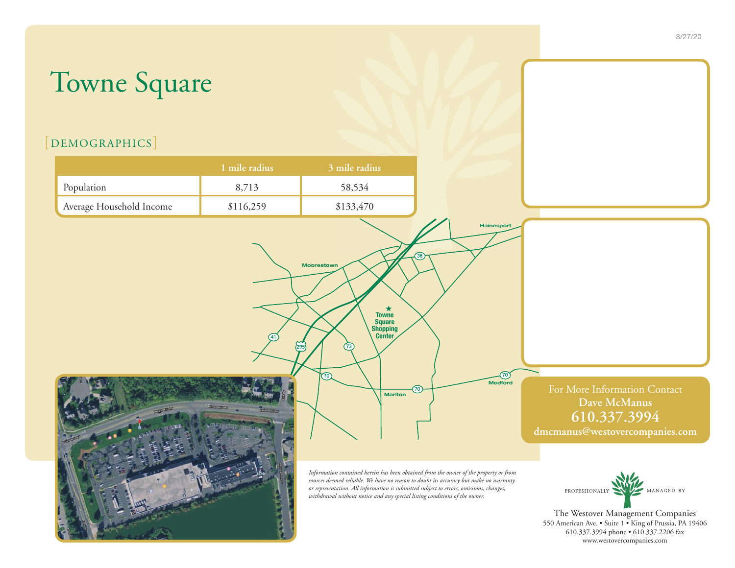# Towne Square

## [DEMOGRAPHICS]

| | 1 mile radius | 3 mile radius |
|---|---|---|
| Population | 8,713 | 58,534 |
| Average Household Income | $116,259 | $133,470 |

Hainesport
Moorestown
38
Towne Square Shopping Center
41
295
73
70
Marlton
70
70
Medford

For More Information Contact
**Dave McManus**
**610.337.3994**
**dmcmanus@westovercompanies.com**

*Information contained herein has been obtained from the owner of the property or from sources deemed reliable. We have no reason to doubt its accuracy but make no warranty or representation. All information is submitted subject to errors, omissions, changes, withdrawal without notice and any special listing conditions of the owner.*

PROFESSIONALLY MANAGED BY

The Westover Management Companies
550 American Ave. • Suite 1 • King of Prussia, PA 19406
610.337.3994 phone • 610.337.2206 fax
www.westovercompanies.com